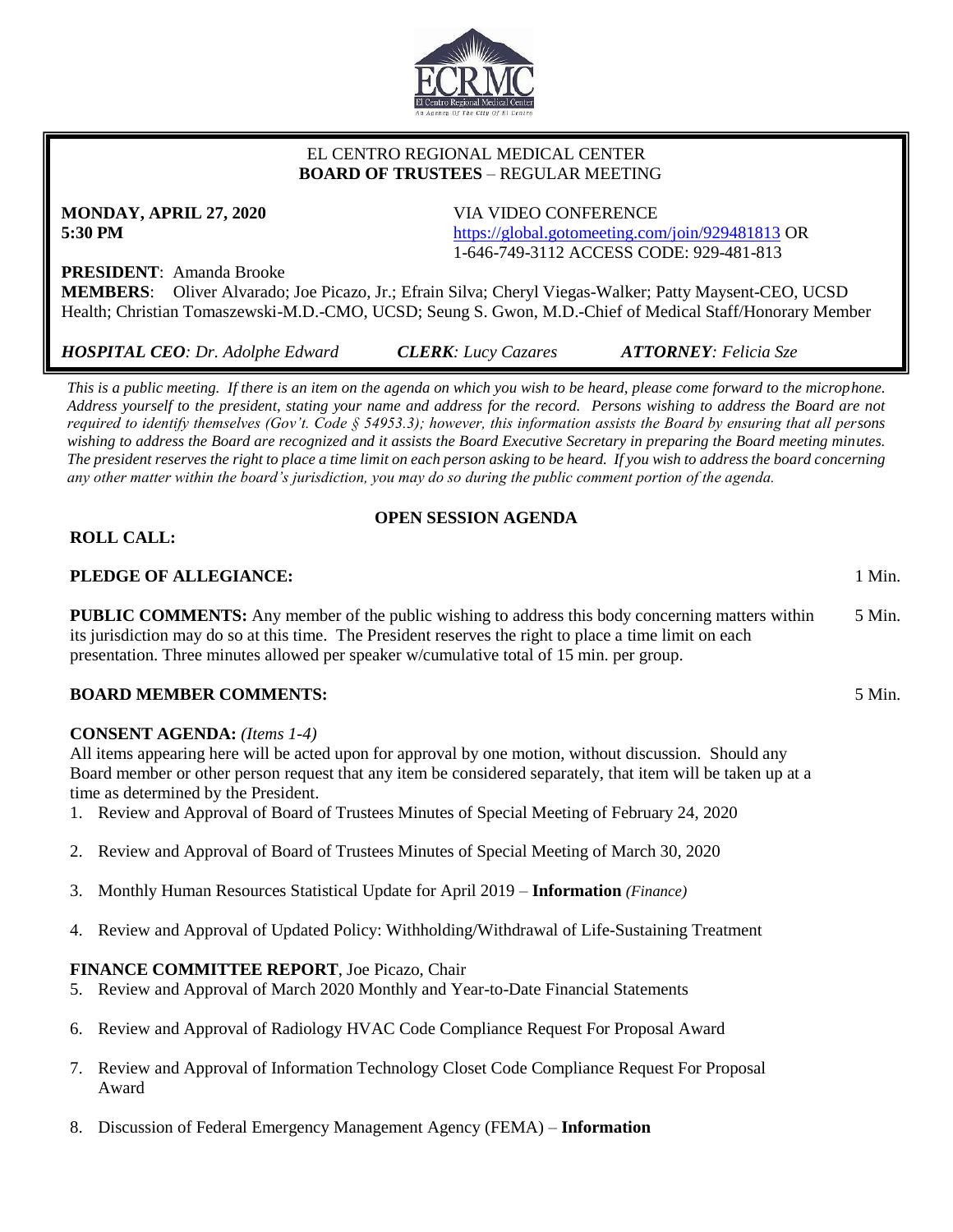EL CENTRO REGIONAL MEDICAL CENTER
**BOARD OF TRUSTEES** – REGULAR MEETING

**MONDAY, APRIL 27, 2020**
**5:30 PM**

VIA VIDEO CONFERENCE
https://global.gotomeeting.com/join/929481813 OR
1-646-749-3112 ACCESS CODE: 929-481-813

**PRESIDENT**: Amanda Brooke
**MEMBERS**: Oliver Alvarado; Joe Picazo, Jr.; Efrain Silva; Cheryl Viegas-Walker; Patty Maysent-CEO, UCSD Health; Christian Tomaszewski-M.D.-CMO, UCSD; Seung S. Gwon, M.D.-Chief of Medical Staff/Honorary Member

***HOSPITAL CEO**: Dr. Adolphe Edward* ***CLERK**: Lucy Cazares* ***ATTORNEY**: Felicia Sze*

*This is a public meeting. If there is an item on the agenda on which you wish to be heard, please come forward to the microphone. Address yourself to the president, stating your name and address for the record. Persons wishing to address the Board are not required to identify themselves (Gov't. Code § 54953.3); however, this information assists the Board by ensuring that all persons wishing to address the Board are recognized and it assists the Board Executive Secretary in preparing the Board meeting minutes. The president reserves the right to place a time limit on each person asking to be heard. If you wish to address the board concerning any other matter within the board's jurisdiction, you may do so during the public comment portion of the agenda.*

## OPEN SESSION AGENDA

**ROLL CALL:**

**PLEDGE OF ALLEGIANCE:** 1 Min.

**PUBLIC COMMENTS:** Any member of the public wishing to address this body concerning matters within its jurisdiction may do so at this time. The President reserves the right to place a time limit on each presentation. Three minutes allowed per speaker w/cumulative total of 15 min. per group. 5 Min.

**BOARD MEMBER COMMENTS:** 5 Min.

**CONSENT AGENDA:** *(Items 1-4)*
All items appearing here will be acted upon for approval by one motion, without discussion. Should any Board member or other person request that any item be considered separately, that item will be taken up at a time as determined by the President.

1. Review and Approval of Board of Trustees Minutes of Special Meeting of February 24, 2020
2. Review and Approval of Board of Trustees Minutes of Special Meeting of March 30, 2020
3. Monthly Human Resources Statistical Update for April 2019 – **Information** *(Finance)*
4. Review and Approval of Updated Policy: Withholding/Withdrawal of Life-Sustaining Treatment

**FINANCE COMMITTEE REPORT**, Joe Picazo, Chair

5. Review and Approval of March 2020 Monthly and Year-to-Date Financial Statements
6. Review and Approval of Radiology HVAC Code Compliance Request For Proposal Award
7. Review and Approval of Information Technology Closet Code Compliance Request For Proposal Award
8. Discussion of Federal Emergency Management Agency (FEMA) – **Information**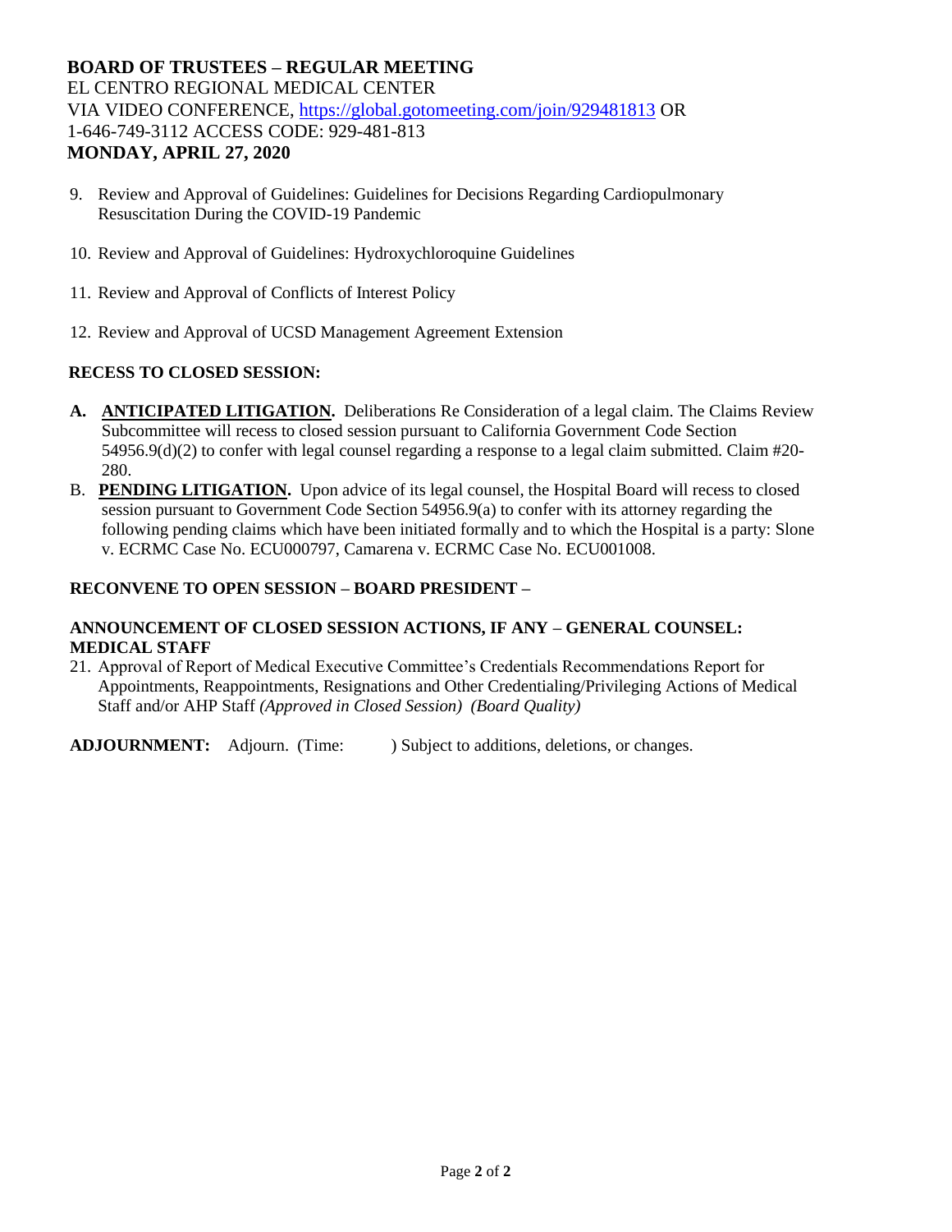**BOARD OF TRUSTEES – REGULAR MEETING**
EL CENTRO REGIONAL MEDICAL CENTER
VIA VIDEO CONFERENCE, https://global.gotomeeting.com/join/929481813 OR
1-646-749-3112 ACCESS CODE: 929-481-813
**MONDAY, APRIL 27, 2020**

9. Review and Approval of Guidelines: Guidelines for Decisions Regarding Cardiopulmonary Resuscitation During the COVID-19 Pandemic

10. Review and Approval of Guidelines: Hydroxychloroquine Guidelines

11. Review and Approval of Conflicts of Interest Policy

12. Review and Approval of UCSD Management Agreement Extension

**RECESS TO CLOSED SESSION:**

**A. ANTICIPATED LITIGATION.** Deliberations Re Consideration of a legal claim. The Claims Review Subcommittee will recess to closed session pursuant to California Government Code Section 54956.9(d)(2) to confer with legal counsel regarding a response to a legal claim submitted. Claim #20-280.

B. **PENDING LITIGATION.** Upon advice of its legal counsel, the Hospital Board will recess to closed session pursuant to Government Code Section 54956.9(a) to confer with its attorney regarding the following pending claims which have been initiated formally and to which the Hospital is a party: Slone v. ECRMC Case No. ECU000797, Camarena v. ECRMC Case No. ECU001008.

**RECONVENE TO OPEN SESSION – BOARD PRESIDENT –**

**ANNOUNCEMENT OF CLOSED SESSION ACTIONS, IF ANY – GENERAL COUNSEL: MEDICAL STAFF**

21. Approval of Report of Medical Executive Committee's Credentials Recommendations Report for Appointments, Reappointments, Resignations and Other Credentialing/Privileging Actions of Medical Staff and/or AHP Staff *(Approved in Closed Session) (Board Quality)*

**ADJOURNMENT:** Adjourn. (Time: ) Subject to additions, deletions, or changes.